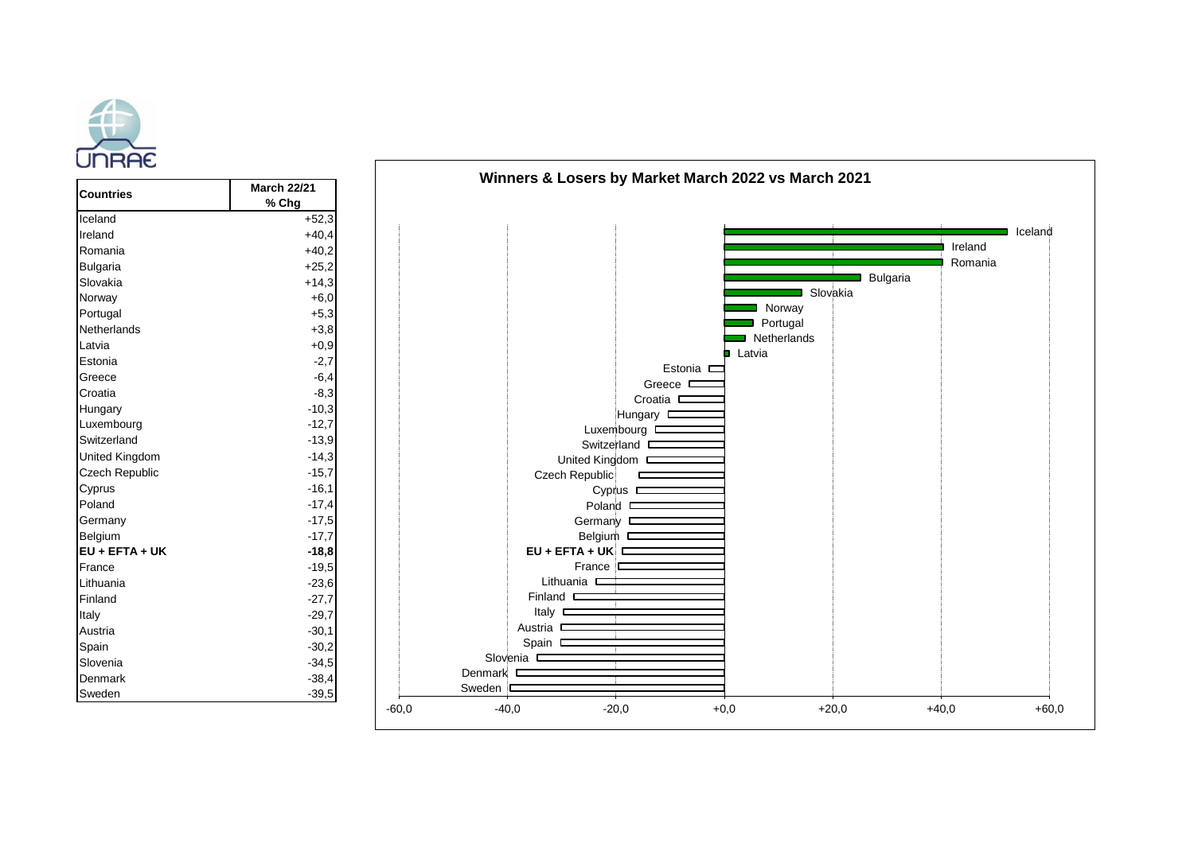UNRAE

| Countries | March 22/21 % Chg |
|---|---|
| Iceland | +52,3 |
| Ireland | +40,4 |
| Romania | +40,2 |
| Bulgaria | +25,2 |
| Slovakia | +14,3 |
| Norway | +6,0 |
| Portugal | +5,3 |
| Netherlands | +3,8 |
| Latvia | +0,9 |
| Estonia | -2,7 |
| Greece | -6,4 |
| Croatia | -8,3 |
| Hungary | -10,3 |
| Luxembourg | -12,7 |
| Switzerland | -13,9 |
| United Kingdom | -14,3 |
| Czech Republic | -15,7 |
| Cyprus | -16,1 |
| Poland | -17,4 |
| Germany | -17,5 |
| Belgium | -17,7 |
| **EU + EFTA + UK** | **-18,8** |
| France | -19,5 |
| Lithuania | -23,6 |
| Finland | -27,7 |
| Italy | -29,7 |
| Austria | -30,1 |
| Spain | -30,2 |
| Slovenia | -34,5 |
| Denmark | -38,4 |
| Sweden | -39,5 |

**Winners & Losers by Market March 2022 vs March 2021**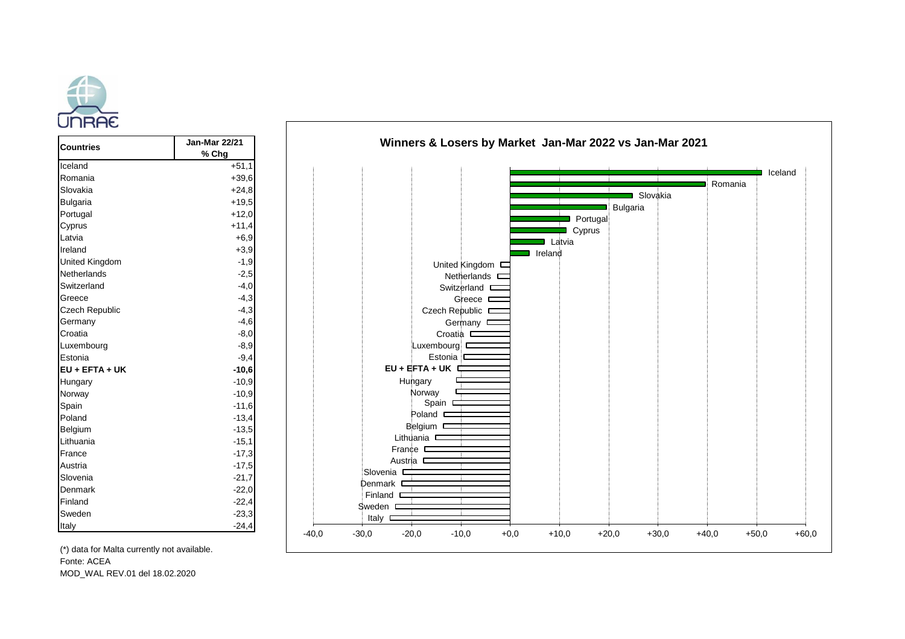UNRAE

| Countries | Jan-Mar 22/21 % Chg |
|---|---|
| Iceland | +51,1 |
| Romania | +39,6 |
| Slovakia | +24,8 |
| Bulgaria | +19,5 |
| Portugal | +12,0 |
| Cyprus | +11,4 |
| Latvia | +6,9 |
| Ireland | +3,9 |
| United Kingdom | -1,9 |
| Netherlands | -2,5 |
| Switzerland | -4,0 |
| Greece | -4,3 |
| Czech Republic | -4,3 |
| Germany | -4,6 |
| Croatia | -8,0 |
| Luxembourg | -8,9 |
| Estonia | -9,4 |
| **EU + EFTA + UK** | **-10,6** |
| Hungary | -10,9 |
| Norway | -10,9 |
| Spain | -11,6 |
| Poland | -13,4 |
| Belgium | -13,5 |
| Lithuania | -15,1 |
| France | -17,3 |
| Austria | -17,5 |
| Slovenia | -21,7 |
| Denmark | -22,0 |
| Finland | -22,4 |
| Sweden | -23,3 |
| Italy | -24,4 |

**Winners & Losers by Market Jan-Mar 2022 vs Jan-Mar 2021**

(*) data for Malta currently not available.

Fonte: ACEA

MOD_WAL REV.01 del 18.02.2020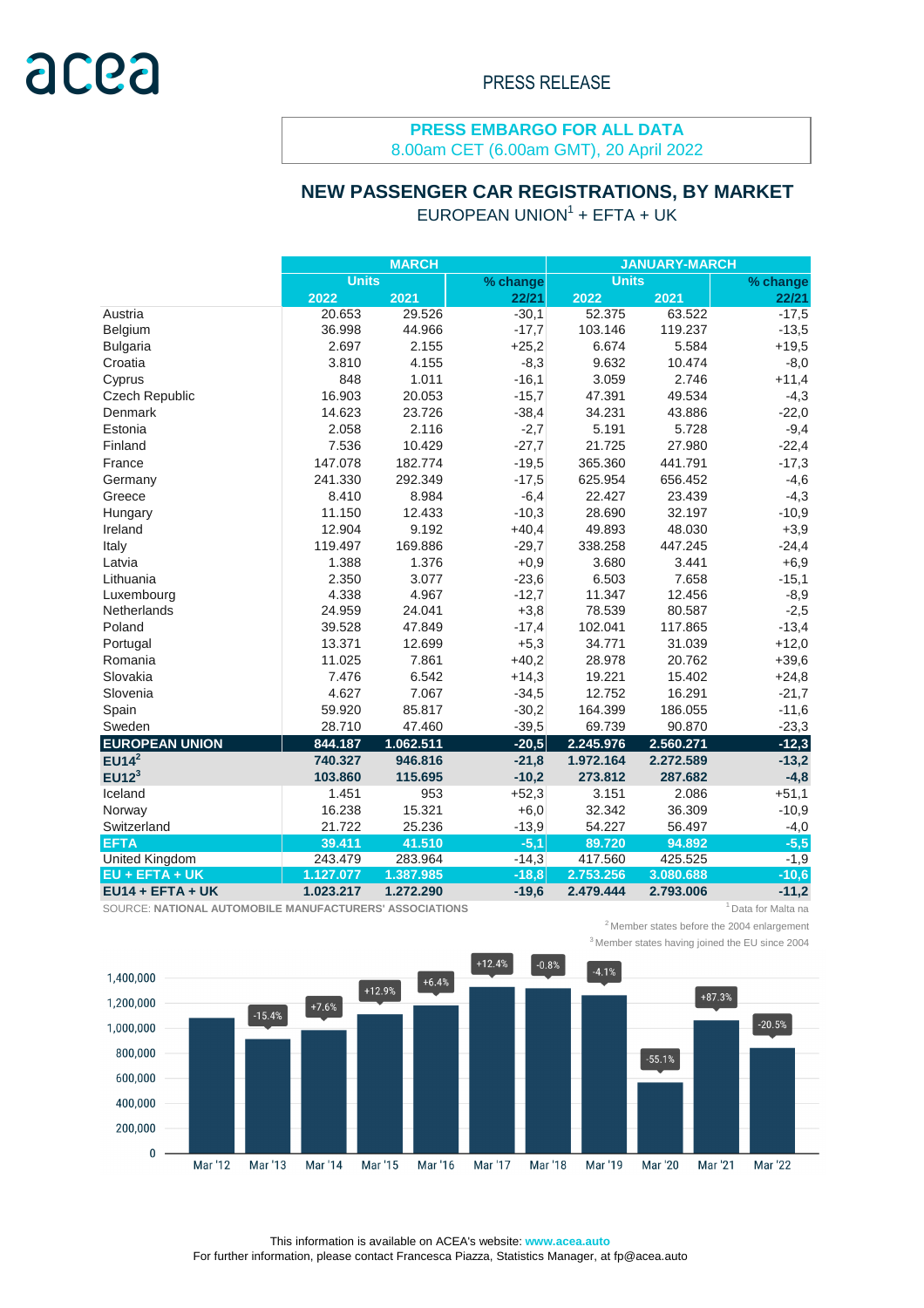PRESS RELEASE

**PRESS EMBARGO FOR ALL DATA**
8.00am CET (6.00am GMT), 20 April 2022

## NEW PASSENGER CAR REGISTRATIONS, BY MARKET

EUROPEAN UNION[1] + EFTA + UK

| | MARCH | | | JANUARY-MARCH | | |
|---|---|---|---|---|---|---|
| | Units | | % change | Units | | % change |
| | 2022 | 2021 | 22/21 | 2022 | 2021 | 22/21 |
| Austria | 20.653 | 29.526 | -30,1 | 52.375 | 63.522 | -17,5 |
| Belgium | 36.998 | 44.966 | -17,7 | 103.146 | 119.237 | -13,5 |
| Bulgaria | 2.697 | 2.155 | +25,2 | 6.674 | 5.584 | +19,5 |
| Croatia | 3.810 | 4.155 | -8,3 | 9.632 | 10.474 | -8,0 |
| Cyprus | 848 | 1.011 | -16,1 | 3.059 | 2.746 | +11,4 |
| Czech Republic | 16.903 | 20.053 | -15,7 | 47.391 | 49.534 | -4,3 |
| Denmark | 14.623 | 23.726 | -38,4 | 34.231 | 43.886 | -22,0 |
| Estonia | 2.058 | 2.116 | -2,7 | 5.191 | 5.728 | -9,4 |
| Finland | 7.536 | 10.429 | -27,7 | 21.725 | 27.980 | -22,4 |
| France | 147.078 | 182.774 | -19,5 | 365.360 | 441.791 | -17,3 |
| Germany | 241.330 | 292.349 | -17,5 | 625.954 | 656.452 | -4,6 |
| Greece | 8.410 | 8.984 | -6,4 | 22.427 | 23.439 | -4,3 |
| Hungary | 11.150 | 12.433 | -10,3 | 28.690 | 32.197 | -10,9 |
| Ireland | 12.904 | 9.192 | +40,4 | 49.893 | 48.030 | +3,9 |
| Italy | 119.497 | 169.886 | -29,7 | 338.258 | 447.245 | -24,4 |
| Latvia | 1.388 | 1.376 | +0,9 | 3.680 | 3.441 | +6,9 |
| Lithuania | 2.350 | 3.077 | -23,6 | 6.503 | 7.658 | -15,1 |
| Luxembourg | 4.338 | 4.967 | -12,7 | 11.347 | 12.456 | -8,9 |
| Netherlands | 24.959 | 24.041 | +3,8 | 78.539 | 80.587 | -2,5 |
| Poland | 39.528 | 47.849 | -17,4 | 102.041 | 117.865 | -13,4 |
| Portugal | 13.371 | 12.699 | +5,3 | 34.771 | 31.039 | +12,0 |
| Romania | 11.025 | 7.861 | +40,2 | 28.978 | 20.762 | +39,6 |
| Slovakia | 7.476 | 6.542 | +14,3 | 19.221 | 15.402 | +24,8 |
| Slovenia | 4.627 | 7.067 | -34,5 | 12.752 | 16.291 | -21,7 |
| Spain | 59.920 | 85.817 | -30,2 | 164.399 | 186.055 | -11,6 |
| Sweden | 28.710 | 47.460 | -39,5 | 69.739 | 90.870 | -23,3 |
| **EUROPEAN UNION** | **844.187** | **1.062.511** | **-20,5** | **2.245.976** | **2.560.271** | **-12,3** |
| **EU14[2]** | **740.327** | **946.816** | **-21,8** | **1.972.164** | **2.272.589** | **-13,2** |
| **EU12[3]** | **103.860** | **115.695** | **-10,2** | **273.812** | **287.682** | **-4,8** |
| Iceland | 1.451 | 953 | +52,3 | 3.151 | 2.086 | +51,1 |
| Norway | 16.238 | 15.321 | +6,0 | 32.342 | 36.309 | -10,9 |
| Switzerland | 21.722 | 25.236 | -13,9 | 54.227 | 56.497 | -4,0 |
| **EFTA** | **39.411** | **41.510** | **-5,1** | **89.720** | **94.892** | **-5,5** |
| United Kingdom | 243.479 | 283.964 | -14,3 | 417.560 | 425.525 | -1,9 |
| **EU + EFTA + UK** | **1.127.077** | **1.387.985** | **-18,8** | **2.753.256** | **3.080.688** | **-10,6** |
| **EU14 + EFTA + UK** | **1.023.217** | **1.272.290** | **-19,6** | **2.479.444** | **2.793.006** | **-11,2** |

SOURCE: **NATIONAL AUTOMOBILE MANUFACTURERS' ASSOCIATIONS**

[1] Data for Malta na
[2] Member states before the 2004 enlargement
[3] Member states having joined the EU since 2004

This information is available on ACEA's website: **www.acea.auto**
For further information, please contact Francesca Piazza, Statistics Manager, at fp@acea.auto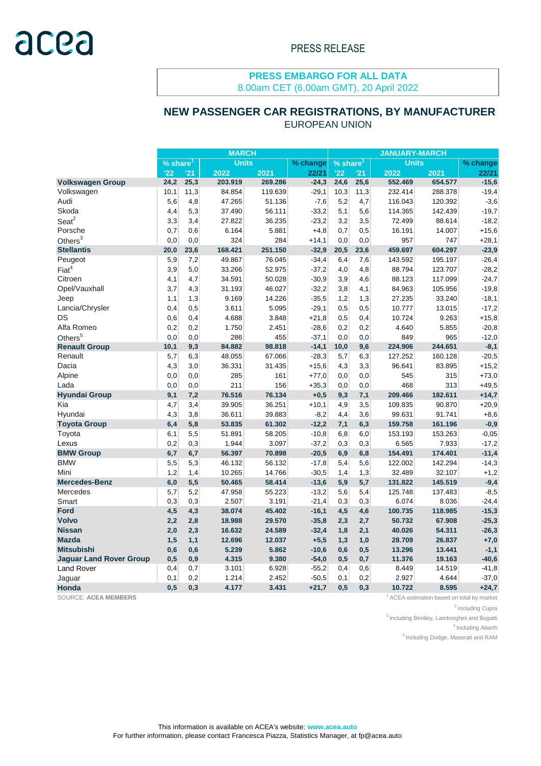acea

PRESS RELEASE

**PRESS EMBARGO FOR ALL DATA**
8.00am CET (6.00am GMT), 20 April 2022

## NEW PASSENGER CAR REGISTRATIONS, BY MANUFACTURER

EUROPEAN UNION

| | MARCH | | | | | JANUARY-MARCH | | | | |
|---|---|---|---|---|---|---|---|---|---|---|
| | % share[1] | | Units | | % change | % share[1] | | Units | | % change |
| | '22 | '21 | 2022 | 2021 | 22/21 | '22 | '21 | 2022 | 2021 | 22/21 |
| **Volkswagen Group** | **24,2** | **25,3** | **203.919** | **269.286** | **-24,3** | **24,6** | **25,6** | **552.469** | **654.577** | **-15,6** |
| Volkswagen | 10,1 | 11,3 | 84.854 | 119.639 | -29,1 | 10,3 | 11,3 | 232.414 | 288.378 | -19,4 |
| Audi | 5,6 | 4,8 | 47.265 | 51.136 | -7,6 | 5,2 | 4,7 | 116.043 | 120.392 | -3,6 |
| Skoda | 4,4 | 5,3 | 37.490 | 56.111 | -33,2 | 5,1 | 5,6 | 114.365 | 142.439 | -19,7 |
| Seat[2] | 3,3 | 3,4 | 27.822 | 36.235 | -23,2 | 3,2 | 3,5 | 72.499 | 88.614 | -18,2 |
| Porsche | 0,7 | 0,6 | 6.164 | 5.881 | +4,8 | 0,7 | 0,5 | 16.191 | 14.007 | +15,6 |
| Others[3] | 0,0 | 0,0 | 324 | 284 | +14,1 | 0,0 | 0,0 | 957 | 747 | +28,1 |
| **Stellantis** | **20,0** | **23,6** | **168.421** | **251.150** | **-32,9** | **20,5** | **23,6** | **459.697** | **604.297** | **-23,9** |
| Peugeot | 5,9 | 7,2 | 49.867 | 76.045 | -34,4 | 6,4 | 7,6 | 143.592 | 195.197 | -26,4 |
| Fiat[4] | 3,9 | 5,0 | 33.266 | 52.975 | -37,2 | 4,0 | 4,8 | 88.794 | 123.707 | -28,2 |
| Citroen | 4,1 | 4,7 | 34.591 | 50.028 | -30,9 | 3,9 | 4,6 | 88.123 | 117.099 | -24,7 |
| Opel/Vauxhall | 3,7 | 4,3 | 31.193 | 46.027 | -32,2 | 3,8 | 4,1 | 84.963 | 105.956 | -19,8 |
| Jeep | 1,1 | 1,3 | 9.169 | 14.226 | -35,5 | 1,2 | 1,3 | 27.235 | 33.240 | -18,1 |
| Lancia/Chrysler | 0,4 | 0,5 | 3.611 | 5.095 | -29,1 | 0,5 | 0,5 | 10.777 | 13.015 | -17,2 |
| DS | 0,6 | 0,4 | 4.688 | 3.848 | +21,8 | 0,5 | 0,4 | 10.724 | 9.263 | +15,8 |
| Alfa Romeo | 0,2 | 0,2 | 1.750 | 2.451 | -28,6 | 0,2 | 0,2 | 4.640 | 5.855 | -20,8 |
| Others[5] | 0,0 | 0,0 | 286 | 455 | -37,1 | 0,0 | 0,0 | 849 | 965 | -12,0 |
| **Renault Group** | **10,1** | **9,3** | **84.882** | **98.818** | **-14,1** | **10,0** | **9,6** | **224.906** | **244.651** | **-8,1** |
| Renault | 5,7 | 6,3 | 48.055 | 67.066 | -28,3 | 5,7 | 6,3 | 127.252 | 160.128 | -20,5 |
| Dacia | 4,3 | 3,0 | 36.331 | 31.435 | +15,6 | 4,3 | 3,3 | 96.641 | 83.895 | +15,2 |
| Alpine | 0,0 | 0,0 | 285 | 161 | +77,0 | 0,0 | 0,0 | 545 | 315 | +73,0 |
| Lada | 0,0 | 0,0 | 211 | 156 | +35,3 | 0,0 | 0,0 | 468 | 313 | +49,5 |
| **Hyundai Group** | **9,1** | **7,2** | **76.516** | **76.134** | **+0,5** | **9,3** | **7,1** | **209.466** | **182.611** | **+14,7** |
| Kia | 4,7 | 3,4 | 39.905 | 36.251 | +10,1 | 4,9 | 3,5 | 109.835 | 90.870 | +20,9 |
| Hyundai | 4,3 | 3,8 | 36.611 | 39.883 | -8,2 | 4,4 | 3,6 | 99.631 | 91.741 | +8,6 |
| **Toyota Group** | **6,4** | **5,8** | **53.835** | **61.302** | **-12,2** | **7,1** | **6,3** | **159.758** | **161.196** | **-0,9** |
| Toyota | 6,1 | 5,5 | 51.891 | 58.205 | -10,8 | 6,8 | 6,0 | 153.193 | 153.263 | -0,05 |
| Lexus | 0,2 | 0,3 | 1.944 | 3.097 | -37,2 | 0,3 | 0,3 | 6.565 | 7.933 | -17,2 |
| **BMW Group** | **6,7** | **6,7** | **56.397** | **70.898** | **-20,5** | **6,9** | **6,8** | **154.491** | **174.401** | **-11,4** |
| BMW | 5,5 | 5,3 | 46.132 | 56.132 | -17,8 | 5,4 | 5,6 | 122.002 | 142.294 | -14,3 |
| Mini | 1,2 | 1,4 | 10.265 | 14.766 | -30,5 | 1,4 | 1,3 | 32.489 | 32.107 | +1,2 |
| **Mercedes-Benz** | **6,0** | **5,5** | **50.465** | **58.414** | **-13,6** | **5,9** | **5,7** | **131.822** | **145.519** | **-9,4** |
| Mercedes | 5,7 | 5,2 | 47.958 | 55.223 | -13,2 | 5,6 | 5,4 | 125.748 | 137.483 | -8,5 |
| Smart | 0,3 | 0,3 | 2.507 | 3.191 | -21,4 | 0,3 | 0,3 | 6.074 | 8.036 | -24,4 |
| **Ford** | **4,5** | **4,3** | **38.074** | **45.402** | **-16,1** | **4,5** | **4,6** | **100.735** | **118.985** | **-15,3** |
| **Volvo** | **2,2** | **2,8** | **18.988** | **29.570** | **-35,8** | **2,3** | **2,7** | **50.732** | **67.908** | **-25,3** |
| **Nissan** | **2,0** | **2,3** | **16.632** | **24.589** | **-32,4** | **1,8** | **2,1** | **40.026** | **54.311** | **-26,3** |
| **Mazda** | **1,5** | **1,1** | **12.696** | **12.037** | **+5,5** | **1,3** | **1,0** | **28.709** | **26.837** | **+7,0** |
| **Mitsubishi** | **0,6** | **0,6** | **5.239** | **5.862** | **-10,6** | **0,6** | **0,5** | **13.296** | **13.441** | **-1,1** |
| **Jaguar Land Rover Group** | **0,5** | **0,9** | **4.315** | **9.380** | **-54,0** | **0,5** | **0,7** | **11.376** | **19.163** | **-40,6** |
| Land Rover | 0,4 | 0,7 | 3.101 | 6.928 | -55,2 | 0,4 | 0,6 | 8.449 | 14.519 | -41,8 |
| Jaguar | 0,1 | 0,2 | 1.214 | 2.452 | -50,5 | 0,1 | 0,2 | 2.927 | 4.644 | -37,0 |
| **Honda** | **0,5** | **0,3** | **4.177** | **3.431** | **+21,7** | **0,5** | **0,3** | **10.722** | **8.595** | **+24,7** |

SOURCE: **ACEA MEMBERS**

[1] ACEA estimation based on total by market
[2] Including Cupra
[3] Including Bentley, Lamborghini and Bugatti
[4] Including Abarth
[5] Including Dodge, Maserati and RAM

This information is available on ACEA's website: **www.acea.auto**
For further information, please contact Francesca Piazza, Statistics Manager, at fp@acea.auto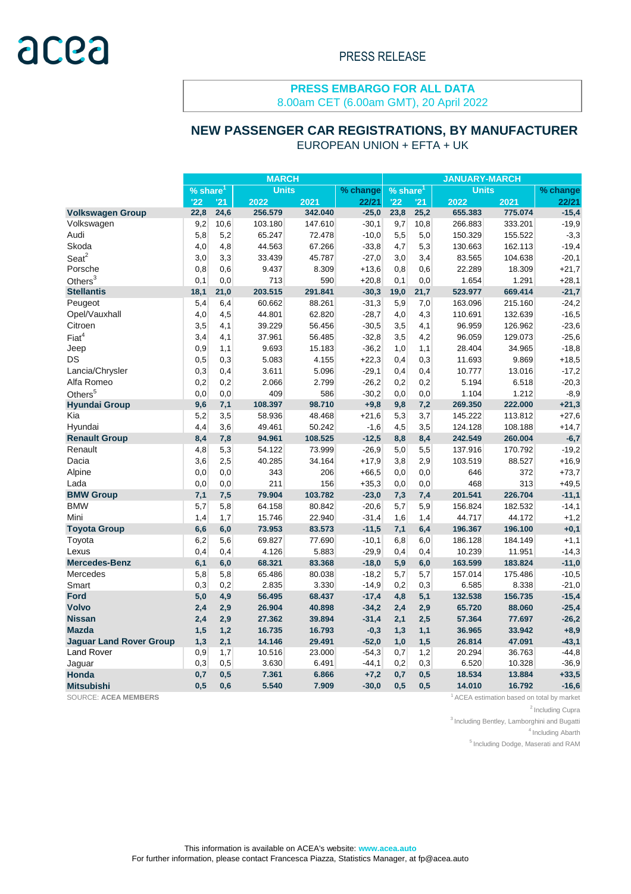acea

PRESS RELEASE

**PRESS EMBARGO FOR ALL DATA**
8.00am CET (6.00am GMT), 20 April 2022

## NEW PASSENGER CAR REGISTRATIONS, BY MANUFACTURER

EUROPEAN UNION + EFTA + UK

| | MARCH | | | | | JANUARY-MARCH | | | | |
|---|---|---|---|---|---|---|---|---|---|---|
| | % share[1] | | Units | | % change | % share[1] | | Units | | % change |
| | '22 | '21 | 2022 | 2021 | 22/21 | '22 | '21 | 2022 | 2021 | 22/21 |
| **Volkswagen Group** | **22,8** | **24,6** | **256.579** | **342.040** | **-25,0** | **23,8** | **25,2** | **655.383** | **775.074** | **-15,4** |
| Volkswagen | 9,2 | 10,6 | 103.180 | 147.610 | -30,1 | 9,7 | 10,8 | 266.883 | 333.201 | -19,9 |
| Audi | 5,8 | 5,2 | 65.247 | 72.478 | -10,0 | 5,5 | 5,0 | 150.329 | 155.522 | -3,3 |
| Skoda | 4,0 | 4,8 | 44.563 | 67.266 | -33,8 | 4,7 | 5,3 | 130.663 | 162.113 | -19,4 |
| Seat[2] | 3,0 | 3,3 | 33.439 | 45.787 | -27,0 | 3,0 | 3,4 | 83.565 | 104.638 | -20,1 |
| Porsche | 0,8 | 0,6 | 9.437 | 8.309 | +13,6 | 0,8 | 0,6 | 22.289 | 18.309 | +21,7 |
| Others[3] | 0,1 | 0,0 | 713 | 590 | +20,8 | 0,1 | 0,0 | 1.654 | 1.291 | +28,1 |
| **Stellantis** | **18,1** | **21,0** | **203.515** | **291.841** | **-30,3** | **19,0** | **21,7** | **523.977** | **669.414** | **-21,7** |
| Peugeot | 5,4 | 6,4 | 60.662 | 88.261 | -31,3 | 5,9 | 7,0 | 163.096 | 215.160 | -24,2 |
| Opel/Vauxhall | 4,0 | 4,5 | 44.801 | 62.820 | -28,7 | 4,0 | 4,3 | 110.691 | 132.639 | -16,5 |
| Citroen | 3,5 | 4,1 | 39.229 | 56.456 | -30,5 | 3,5 | 4,1 | 96.959 | 126.962 | -23,6 |
| Fiat[4] | 3,4 | 4,1 | 37.961 | 56.485 | -32,8 | 3,5 | 4,2 | 96.059 | 129.073 | -25,6 |
| Jeep | 0,9 | 1,1 | 9.693 | 15.183 | -36,2 | 1,0 | 1,1 | 28.404 | 34.965 | -18,8 |
| DS | 0,5 | 0,3 | 5.083 | 4.155 | +22,3 | 0,4 | 0,3 | 11.693 | 9.869 | +18,5 |
| Lancia/Chrysler | 0,3 | 0,4 | 3.611 | 5.096 | -29,1 | 0,4 | 0,4 | 10.777 | 13.016 | -17,2 |
| Alfa Romeo | 0,2 | 0,2 | 2.066 | 2.799 | -26,2 | 0,2 | 0,2 | 5.194 | 6.518 | -20,3 |
| Others[5] | 0,0 | 0,0 | 409 | 586 | -30,2 | 0,0 | 0,0 | 1.104 | 1.212 | -8,9 |
| **Hyundai Group** | **9,6** | **7,1** | **108.397** | **98.710** | **+9,8** | **9,8** | **7,2** | **269.350** | **222.000** | **+21,3** |
| Kia | 5,2 | 3,5 | 58.936 | 48.468 | +21,6 | 5,3 | 3,7 | 145.222 | 113.812 | +27,6 |
| Hyundai | 4,4 | 3,6 | 49.461 | 50.242 | -1,6 | 4,5 | 3,5 | 124.128 | 108.188 | +14,7 |
| **Renault Group** | **8,4** | **7,8** | **94.961** | **108.525** | **-12,5** | **8,8** | **8,4** | **242.549** | **260.004** | **-6,7** |
| Renault | 4,8 | 5,3 | 54.122 | 73.999 | -26,9 | 5,0 | 5,5 | 137.916 | 170.792 | -19,2 |
| Dacia | 3,6 | 2,5 | 40.285 | 34.164 | +17,9 | 3,8 | 2,9 | 103.519 | 88.527 | +16,9 |
| Alpine | 0,0 | 0,0 | 343 | 206 | +66,5 | 0,0 | 0,0 | 646 | 372 | +73,7 |
| Lada | 0,0 | 0,0 | 211 | 156 | +35,3 | 0,0 | 0,0 | 468 | 313 | +49,5 |
| **BMW Group** | **7,1** | **7,5** | **79.904** | **103.782** | **-23,0** | **7,3** | **7,4** | **201.541** | **226.704** | **-11,1** |
| BMW | 5,7 | 5,8 | 64.158 | 80.842 | -20,6 | 5,7 | 5,9 | 156.824 | 182.532 | -14,1 |
| Mini | 1,4 | 1,7 | 15.746 | 22.940 | -31,4 | 1,6 | 1,4 | 44.717 | 44.172 | +1,2 |
| **Toyota Group** | **6,6** | **6,0** | **73.953** | **83.573** | **-11,5** | **7,1** | **6,4** | **196.367** | **196.100** | **+0,1** |
| Toyota | 6,2 | 5,6 | 69.827 | 77.690 | -10,1 | 6,8 | 6,0 | 186.128 | 184.149 | +1,1 |
| Lexus | 0,4 | 0,4 | 4.126 | 5.883 | -29,9 | 0,4 | 0,4 | 10.239 | 11.951 | -14,3 |
| **Mercedes-Benz** | **6,1** | **6,0** | **68.321** | **83.368** | **-18,0** | **5,9** | **6,0** | **163.599** | **183.824** | **-11,0** |
| Mercedes | 5,8 | 5,8 | 65.486 | 80.038 | -18,2 | 5,7 | 5,7 | 157.014 | 175.486 | -10,5 |
| Smart | 0,3 | 0,2 | 2.835 | 3.330 | -14,9 | 0,2 | 0,3 | 6.585 | 8.338 | -21,0 |
| **Ford** | **5,0** | **4,9** | **56.495** | **68.437** | **-17,4** | **4,8** | **5,1** | **132.538** | **156.735** | **-15,4** |
| **Volvo** | **2,4** | **2,9** | **26.904** | **40.898** | **-34,2** | **2,4** | **2,9** | **65.720** | **88.060** | **-25,4** |
| **Nissan** | **2,4** | **2,9** | **27.362** | **39.894** | **-31,4** | **2,1** | **2,5** | **57.364** | **77.697** | **-26,2** |
| **Mazda** | **1,5** | **1,2** | **16.735** | **16.793** | **-0,3** | **1,3** | **1,1** | **36.965** | **33.942** | **+8,9** |
| **Jaguar Land Rover Group** | **1,3** | **2,1** | **14.146** | **29.491** | **-52,0** | **1,0** | **1,5** | **26.814** | **47.091** | **-43,1** |
| Land Rover | 0,9 | 1,7 | 10.516 | 23.000 | -54,3 | 0,7 | 1,2 | 20.294 | 36.763 | -44,8 |
| Jaguar | 0,3 | 0,5 | 3.630 | 6.491 | -44,1 | 0,2 | 0,3 | 6.520 | 10.328 | -36,9 |
| **Honda** | **0,7** | **0,5** | **7.361** | **6.866** | **+7,2** | **0,7** | **0,5** | **18.534** | **13.884** | **+33,5** |
| **Mitsubishi** | **0,5** | **0,6** | **5.540** | **7.909** | **-30,0** | **0,5** | **0,5** | **14.010** | **16.792** | **-16,6** |

SOURCE: **ACEA MEMBERS**

[1] ACEA estimation based on total by market
[2] Including Cupra
[3] Including Bentley, Lamborghini and Bugatti
[4] Including Abarth
[5] Including Dodge, Maserati and RAM

This information is available on ACEA's website: **www.acea.auto**
For further information, please contact Francesca Piazza, Statistics Manager, at fp@acea.auto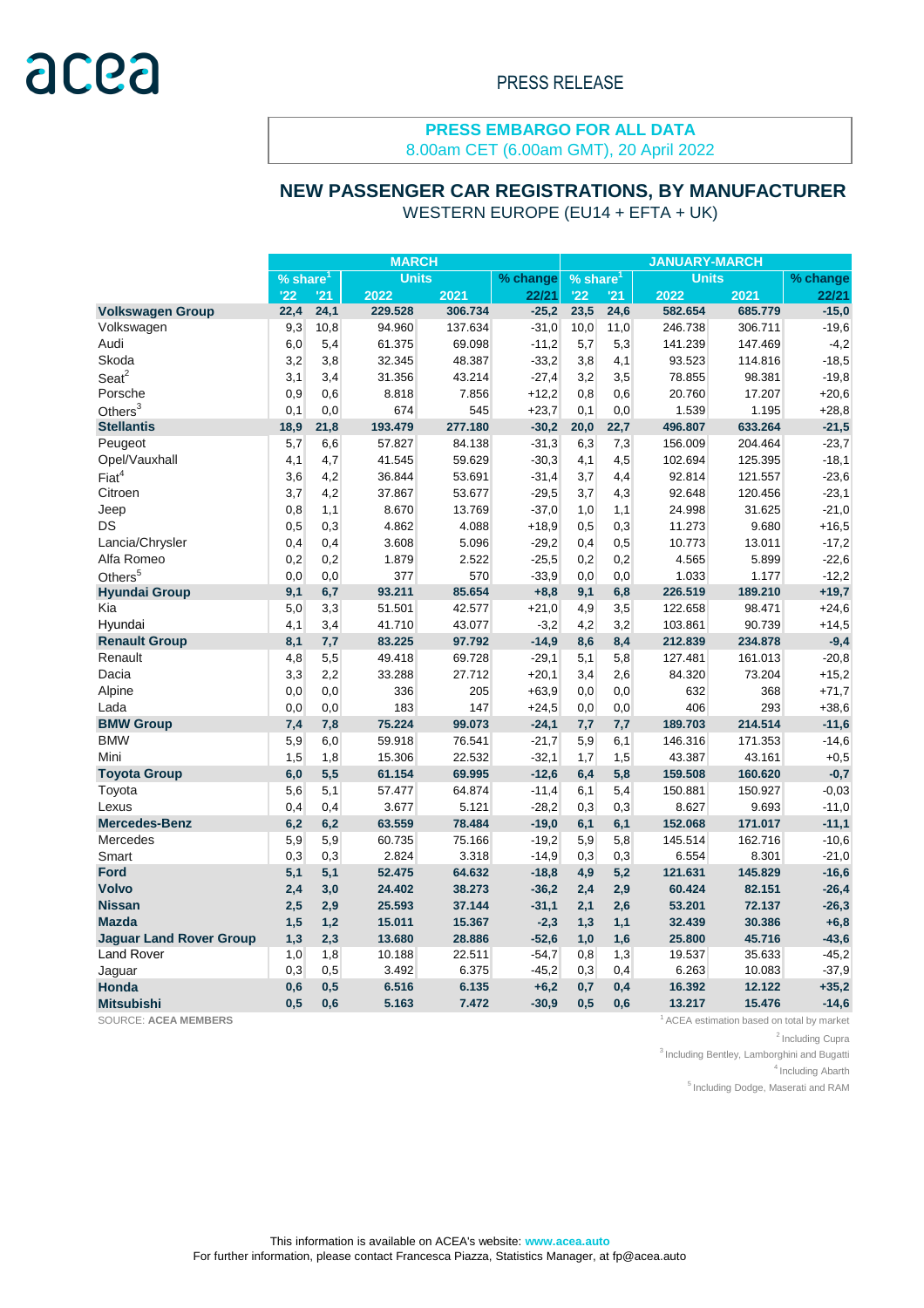acea

PRESS RELEASE

**PRESS EMBARGO FOR ALL DATA**
8.00am CET (6.00am GMT), 20 April 2022

## NEW PASSENGER CAR REGISTRATIONS, BY MANUFACTURER
WESTERN EUROPE (EU14 + EFTA + UK)

| | MARCH | | | | | JANUARY-MARCH | | | | |
|---|---|---|---|---|---|---|---|---|---|---|
| | % share[1] | | Units | | % change | % share[1] | | Units | | % change |
| | '22 | '21 | 2022 | 2021 | 22/21 | '22 | '21 | 2022 | 2021 | 22/21 |
| **Volkswagen Group** | **22,4** | **24,1** | **229.528** | **306.734** | **-25,2** | **23,5** | **24,6** | **582.654** | **685.779** | **-15,0** |
| Volkswagen | 9,3 | 10,8 | 94.960 | 137.634 | -31,0 | 10,0 | 11,0 | 246.738 | 306.711 | -19,6 |
| Audi | 6,0 | 5,4 | 61.375 | 69.098 | -11,2 | 5,7 | 5,3 | 141.239 | 147.469 | -4,2 |
| Skoda | 3,2 | 3,8 | 32.345 | 48.387 | -33,2 | 3,8 | 4,1 | 93.523 | 114.816 | -18,5 |
| Seat[2] | 3,1 | 3,4 | 31.356 | 43.214 | -27,4 | 3,2 | 3,5 | 78.855 | 98.381 | -19,8 |
| Porsche | 0,9 | 0,6 | 8.818 | 7.856 | +12,2 | 0,8 | 0,6 | 20.760 | 17.207 | +20,6 |
| Others[3] | 0,1 | 0,0 | 674 | 545 | +23,7 | 0,1 | 0,0 | 1.539 | 1.195 | +28,8 |
| **Stellantis** | **18,9** | **21,8** | **193.479** | **277.180** | **-30,2** | **20,0** | **22,7** | **496.807** | **633.264** | **-21,5** |
| Peugeot | 5,7 | 6,6 | 57.827 | 84.138 | -31,3 | 6,3 | 7,3 | 156.009 | 204.464 | -23,7 |
| Opel/Vauxhall | 4,1 | 4,7 | 41.545 | 59.629 | -30,3 | 4,1 | 4,5 | 102.694 | 125.395 | -18,1 |
| Fiat[4] | 3,6 | 4,2 | 36.844 | 53.691 | -31,4 | 3,7 | 4,4 | 92.814 | 121.557 | -23,6 |
| Citroen | 3,7 | 4,2 | 37.867 | 53.677 | -29,5 | 3,7 | 4,3 | 92.648 | 120.456 | -23,1 |
| Jeep | 0,8 | 1,1 | 8.670 | 13.769 | -37,0 | 1,0 | 1,1 | 24.998 | 31.625 | -21,0 |
| DS | 0,5 | 0,3 | 4.862 | 4.088 | +18,9 | 0,5 | 0,3 | 11.273 | 9.680 | +16,5 |
| Lancia/Chrysler | 0,4 | 0,4 | 3.608 | 5.096 | -29,2 | 0,4 | 0,5 | 10.773 | 13.011 | -17,2 |
| Alfa Romeo | 0,2 | 0,2 | 1.879 | 2.522 | -25,5 | 0,2 | 0,2 | 4.565 | 5.899 | -22,6 |
| Others[5] | 0,0 | 0,0 | 377 | 570 | -33,9 | 0,0 | 0,0 | 1.033 | 1.177 | -12,2 |
| **Hyundai Group** | **9,1** | **6,7** | **93.211** | **85.654** | **+8,8** | **9,1** | **6,8** | **226.519** | **189.210** | **+19,7** |
| Kia | 5,0 | 3,3 | 51.501 | 42.577 | +21,0 | 4,9 | 3,5 | 122.658 | 98.471 | +24,6 |
| Hyundai | 4,1 | 3,4 | 41.710 | 43.077 | -3,2 | 4,2 | 3,2 | 103.861 | 90.739 | +14,5 |
| **Renault Group** | **8,1** | **7,7** | **83.225** | **97.792** | **-14,9** | **8,6** | **8,4** | **212.839** | **234.878** | **-9,4** |
| Renault | 4,8 | 5,5 | 49.418 | 69.728 | -29,1 | 5,1 | 5,8 | 127.481 | 161.013 | -20,8 |
| Dacia | 3,3 | 2,2 | 33.288 | 27.712 | +20,1 | 3,4 | 2,6 | 84.320 | 73.204 | +15,2 |
| Alpine | 0,0 | 0,0 | 336 | 205 | +63,9 | 0,0 | 0,0 | 632 | 368 | +71,7 |
| Lada | 0,0 | 0,0 | 183 | 147 | +24,5 | 0,0 | 0,0 | 406 | 293 | +38,6 |
| **BMW Group** | **7,4** | **7,8** | **75.224** | **99.073** | **-24,1** | **7,7** | **7,7** | **189.703** | **214.514** | **-11,6** |
| BMW | 5,9 | 6,0 | 59.918 | 76.541 | -21,7 | 5,9 | 6,1 | 146.316 | 171.353 | -14,6 |
| Mini | 1,5 | 1,8 | 15.306 | 22.532 | -32,1 | 1,7 | 1,5 | 43.387 | 43.161 | +0,5 |
| **Toyota Group** | **6,0** | **5,5** | **61.154** | **69.995** | **-12,6** | **6,4** | **5,8** | **159.508** | **160.620** | **-0,7** |
| Toyota | 5,6 | 5,1 | 57.477 | 64.874 | -11,4 | 6,1 | 5,4 | 150.881 | 150.927 | -0,03 |
| Lexus | 0,4 | 0,4 | 3.677 | 5.121 | -28,2 | 0,3 | 0,3 | 8.627 | 9.693 | -11,0 |
| **Mercedes-Benz** | **6,2** | **6,2** | **63.559** | **78.484** | **-19,0** | **6,1** | **6,1** | **152.068** | **171.017** | **-11,1** |
| Mercedes | 5,9 | 5,9 | 60.735 | 75.166 | -19,2 | 5,9 | 5,8 | 145.514 | 162.716 | -10,6 |
| Smart | 0,3 | 0,3 | 2.824 | 3.318 | -14,9 | 0,3 | 0,3 | 6.554 | 8.301 | -21,0 |
| **Ford** | **5,1** | **5,1** | **52.475** | **64.632** | **-18,8** | **4,9** | **5,2** | **121.631** | **145.829** | **-16,6** |
| **Volvo** | **2,4** | **3,0** | **24.402** | **38.273** | **-36,2** | **2,4** | **2,9** | **60.424** | **82.151** | **-26,4** |
| **Nissan** | **2,5** | **2,9** | **25.593** | **37.144** | **-31,1** | **2,1** | **2,6** | **53.201** | **72.137** | **-26,3** |
| **Mazda** | **1,5** | **1,2** | **15.011** | **15.367** | **-2,3** | **1,3** | **1,1** | **32.439** | **30.386** | **+6,8** |
| **Jaguar Land Rover Group** | **1,3** | **2,3** | **13.680** | **28.886** | **-52,6** | **1,0** | **1,6** | **25.800** | **45.716** | **-43,6** |
| Land Rover | 1,0 | 1,8 | 10.188 | 22.511 | -54,7 | 0,8 | 1,3 | 19.537 | 35.633 | -45,2 |
| Jaguar | 0,3 | 0,5 | 3.492 | 6.375 | -45,2 | 0,3 | 0,4 | 6.263 | 10.083 | -37,9 |
| **Honda** | **0,6** | **0,5** | **6.516** | **6.135** | **+6,2** | **0,7** | **0,4** | **16.392** | **12.122** | **+35,2** |
| **Mitsubishi** | **0,5** | **0,6** | **5.163** | **7.472** | **-30,9** | **0,5** | **0,6** | **13.217** | **15.476** | **-14,6** |

SOURCE: **ACEA MEMBERS**

[1] ACEA estimation based on total by market
[2] Including Cupra
[3] Including Bentley, Lamborghini and Bugatti
[4] Including Abarth
[5] Including Dodge, Maserati and RAM

This information is available on ACEA's website: **www.acea.auto**
For further information, please contact Francesca Piazza, Statistics Manager, at fp@acea.auto